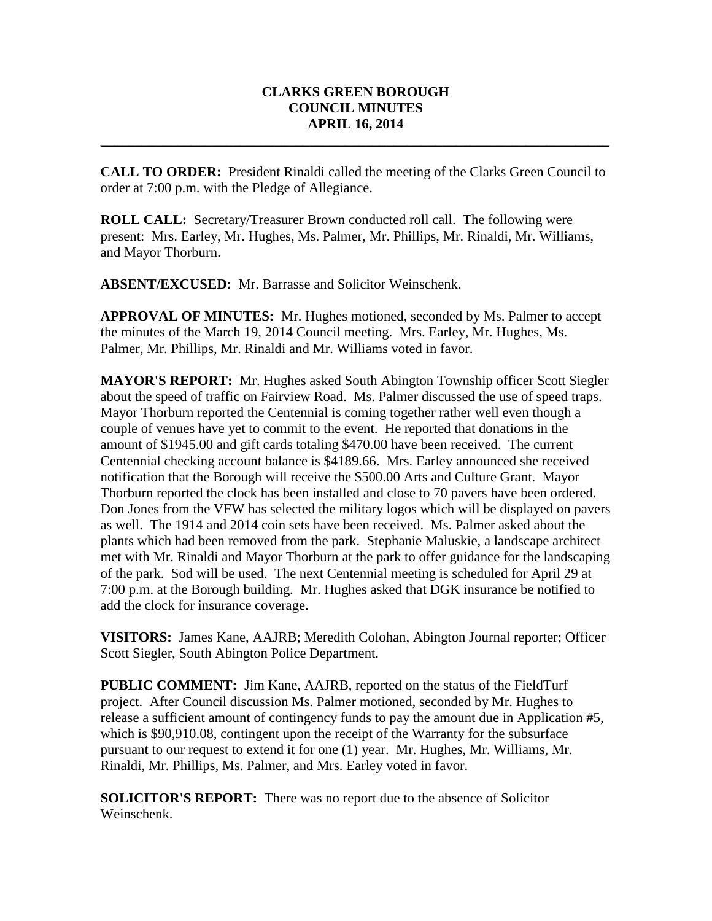# CLARKS GREEN BOROUGH
# COUNCIL MINUTES
# APRIL 16, 2014

---

**CALL TO ORDER:** President Rinaldi called the meeting of the Clarks Green Council to order at 7:00 p.m. with the Pledge of Allegiance.

**ROLL CALL:** Secretary/Treasurer Brown conducted roll call. The following were present: Mrs. Earley, Mr. Hughes, Ms. Palmer, Mr. Phillips, Mr. Rinaldi, Mr. Williams, and Mayor Thorburn.

**ABSENT/EXCUSED:** Mr. Barrasse and Solicitor Weinschenk.

**APPROVAL OF MINUTES:** Mr. Hughes motioned, seconded by Ms. Palmer to accept the minutes of the March 19, 2014 Council meeting. Mrs. Earley, Mr. Hughes, Ms. Palmer, Mr. Phillips, Mr. Rinaldi and Mr. Williams voted in favor.

**MAYOR'S REPORT:** Mr. Hughes asked South Abington Township officer Scott Siegler about the speed of traffic on Fairview Road. Ms. Palmer discussed the use of speed traps. Mayor Thorburn reported the Centennial is coming together rather well even though a couple of venues have yet to commit to the event. He reported that donations in the amount of $1945.00 and gift cards totaling $470.00 have been received. The current Centennial checking account balance is $4189.66. Mrs. Earley announced she received notification that the Borough will receive the $500.00 Arts and Culture Grant. Mayor Thorburn reported the clock has been installed and close to 70 pavers have been ordered. Don Jones from the VFW has selected the military logos which will be displayed on pavers as well. The 1914 and 2014 coin sets have been received. Ms. Palmer asked about the plants which had been removed from the park. Stephanie Maluskie, a landscape architect met with Mr. Rinaldi and Mayor Thorburn at the park to offer guidance for the landscaping of the park. Sod will be used. The next Centennial meeting is scheduled for April 29 at 7:00 p.m. at the Borough building. Mr. Hughes asked that DGK insurance be notified to add the clock for insurance coverage.

**VISITORS:** James Kane, AAJRB; Meredith Colohan, Abington Journal reporter; Officer Scott Siegler, South Abington Police Department.

**PUBLIC COMMENT:** Jim Kane, AAJRB, reported on the status of the FieldTurf project. After Council discussion Ms. Palmer motioned, seconded by Mr. Hughes to release a sufficient amount of contingency funds to pay the amount due in Application #5, which is $90,910.08, contingent upon the receipt of the Warranty for the subsurface pursuant to our request to extend it for one (1) year. Mr. Hughes, Mr. Williams, Mr. Rinaldi, Mr. Phillips, Ms. Palmer, and Mrs. Earley voted in favor.

**SOLICITOR'S REPORT:** There was no report due to the absence of Solicitor Weinschenk.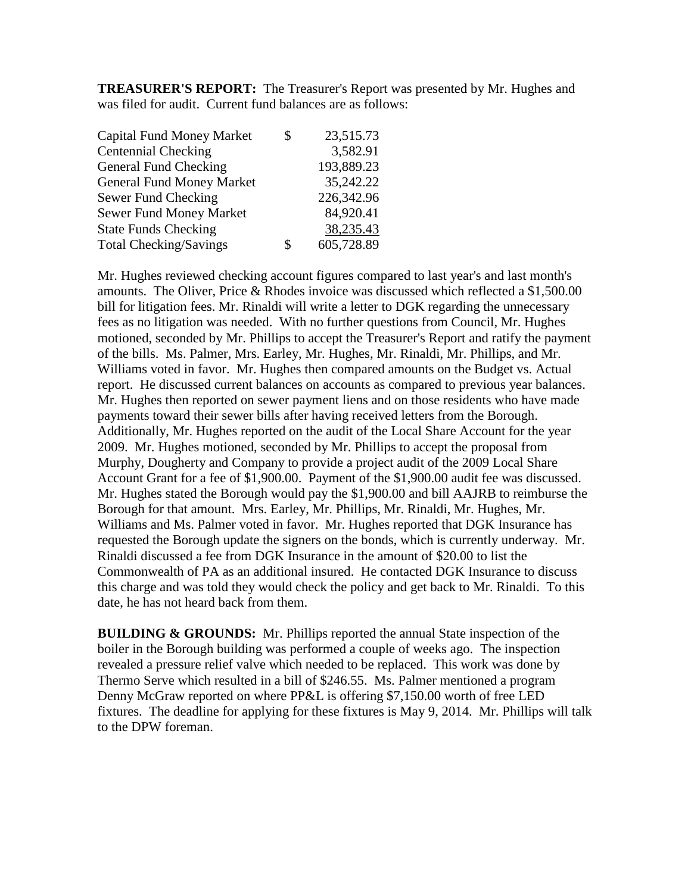**TREASURER'S REPORT:** The Treasurer's Report was presented by Mr. Hughes and was filed for audit. Current fund balances are as follows:

| | | |
|---|---|---|
| Capital Fund Money Market | $ | 23,515.73 |
| Centennial Checking | | 3,582.91 |
| General Fund Checking | | 193,889.23 |
| General Fund Money Market | | 35,242.22 |
| Sewer Fund Checking | | 226,342.96 |
| Sewer Fund Money Market | | 84,920.41 |
| State Funds Checking | | 38,235.43 |
| Total Checking/Savings | $ | 605,728.89 |

Mr. Hughes reviewed checking account figures compared to last year's and last month's amounts. The Oliver, Price & Rhodes invoice was discussed which reflected a $1,500.00 bill for litigation fees. Mr. Rinaldi will write a letter to DGK regarding the unnecessary fees as no litigation was needed. With no further questions from Council, Mr. Hughes motioned, seconded by Mr. Phillips to accept the Treasurer's Report and ratify the payment of the bills. Ms. Palmer, Mrs. Earley, Mr. Hughes, Mr. Rinaldi, Mr. Phillips, and Mr. Williams voted in favor. Mr. Hughes then compared amounts on the Budget vs. Actual report. He discussed current balances on accounts as compared to previous year balances. Mr. Hughes then reported on sewer payment liens and on those residents who have made payments toward their sewer bills after having received letters from the Borough. Additionally, Mr. Hughes reported on the audit of the Local Share Account for the year 2009. Mr. Hughes motioned, seconded by Mr. Phillips to accept the proposal from Murphy, Dougherty and Company to provide a project audit of the 2009 Local Share Account Grant for a fee of $1,900.00. Payment of the $1,900.00 audit fee was discussed. Mr. Hughes stated the Borough would pay the $1,900.00 and bill AAJRB to reimburse the Borough for that amount. Mrs. Earley, Mr. Phillips, Mr. Rinaldi, Mr. Hughes, Mr. Williams and Ms. Palmer voted in favor. Mr. Hughes reported that DGK Insurance has requested the Borough update the signers on the bonds, which is currently underway. Mr. Rinaldi discussed a fee from DGK Insurance in the amount of $20.00 to list the Commonwealth of PA as an additional insured. He contacted DGK Insurance to discuss this charge and was told they would check the policy and get back to Mr. Rinaldi. To this date, he has not heard back from them.

**BUILDING & GROUNDS:** Mr. Phillips reported the annual State inspection of the boiler in the Borough building was performed a couple of weeks ago. The inspection revealed a pressure relief valve which needed to be replaced. This work was done by Thermo Serve which resulted in a bill of $246.55. Ms. Palmer mentioned a program Denny McGraw reported on where PP&L is offering $7,150.00 worth of free LED fixtures. The deadline for applying for these fixtures is May 9, 2014. Mr. Phillips will talk to the DPW foreman.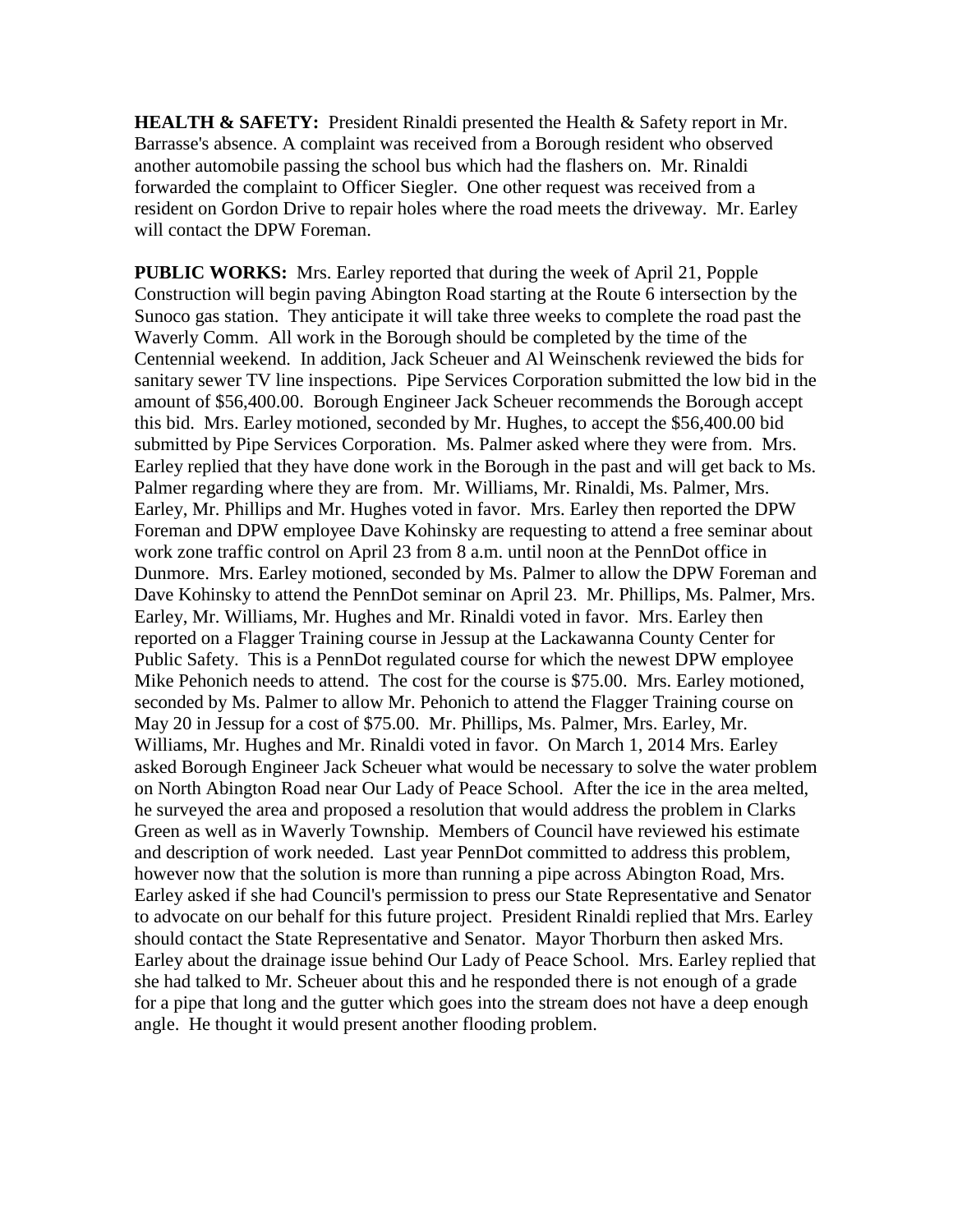**HEALTH & SAFETY:** President Rinaldi presented the Health & Safety report in Mr. Barrasse's absence. A complaint was received from a Borough resident who observed another automobile passing the school bus which had the flashers on. Mr. Rinaldi forwarded the complaint to Officer Siegler. One other request was received from a resident on Gordon Drive to repair holes where the road meets the driveway. Mr. Earley will contact the DPW Foreman.

**PUBLIC WORKS:** Mrs. Earley reported that during the week of April 21, Popple Construction will begin paving Abington Road starting at the Route 6 intersection by the Sunoco gas station. They anticipate it will take three weeks to complete the road past the Waverly Comm. All work in the Borough should be completed by the time of the Centennial weekend. In addition, Jack Scheuer and Al Weinschenk reviewed the bids for sanitary sewer TV line inspections. Pipe Services Corporation submitted the low bid in the amount of $56,400.00. Borough Engineer Jack Scheuer recommends the Borough accept this bid. Mrs. Earley motioned, seconded by Mr. Hughes, to accept the $56,400.00 bid submitted by Pipe Services Corporation. Ms. Palmer asked where they were from. Mrs. Earley replied that they have done work in the Borough in the past and will get back to Ms. Palmer regarding where they are from. Mr. Williams, Mr. Rinaldi, Ms. Palmer, Mrs. Earley, Mr. Phillips and Mr. Hughes voted in favor. Mrs. Earley then reported the DPW Foreman and DPW employee Dave Kohinsky are requesting to attend a free seminar about work zone traffic control on April 23 from 8 a.m. until noon at the PennDot office in Dunmore. Mrs. Earley motioned, seconded by Ms. Palmer to allow the DPW Foreman and Dave Kohinsky to attend the PennDot seminar on April 23. Mr. Phillips, Ms. Palmer, Mrs. Earley, Mr. Williams, Mr. Hughes and Mr. Rinaldi voted in favor. Mrs. Earley then reported on a Flagger Training course in Jessup at the Lackawanna County Center for Public Safety. This is a PennDot regulated course for which the newest DPW employee Mike Pehonich needs to attend. The cost for the course is $75.00. Mrs. Earley motioned, seconded by Ms. Palmer to allow Mr. Pehonich to attend the Flagger Training course on May 20 in Jessup for a cost of $75.00. Mr. Phillips, Ms. Palmer, Mrs. Earley, Mr. Williams, Mr. Hughes and Mr. Rinaldi voted in favor. On March 1, 2014 Mrs. Earley asked Borough Engineer Jack Scheuer what would be necessary to solve the water problem on North Abington Road near Our Lady of Peace School. After the ice in the area melted, he surveyed the area and proposed a resolution that would address the problem in Clarks Green as well as in Waverly Township. Members of Council have reviewed his estimate and description of work needed. Last year PennDot committed to address this problem, however now that the solution is more than running a pipe across Abington Road, Mrs. Earley asked if she had Council's permission to press our State Representative and Senator to advocate on our behalf for this future project. President Rinaldi replied that Mrs. Earley should contact the State Representative and Senator. Mayor Thorburn then asked Mrs. Earley about the drainage issue behind Our Lady of Peace School. Mrs. Earley replied that she had talked to Mr. Scheuer about this and he responded there is not enough of a grade for a pipe that long and the gutter which goes into the stream does not have a deep enough angle. He thought it would present another flooding problem.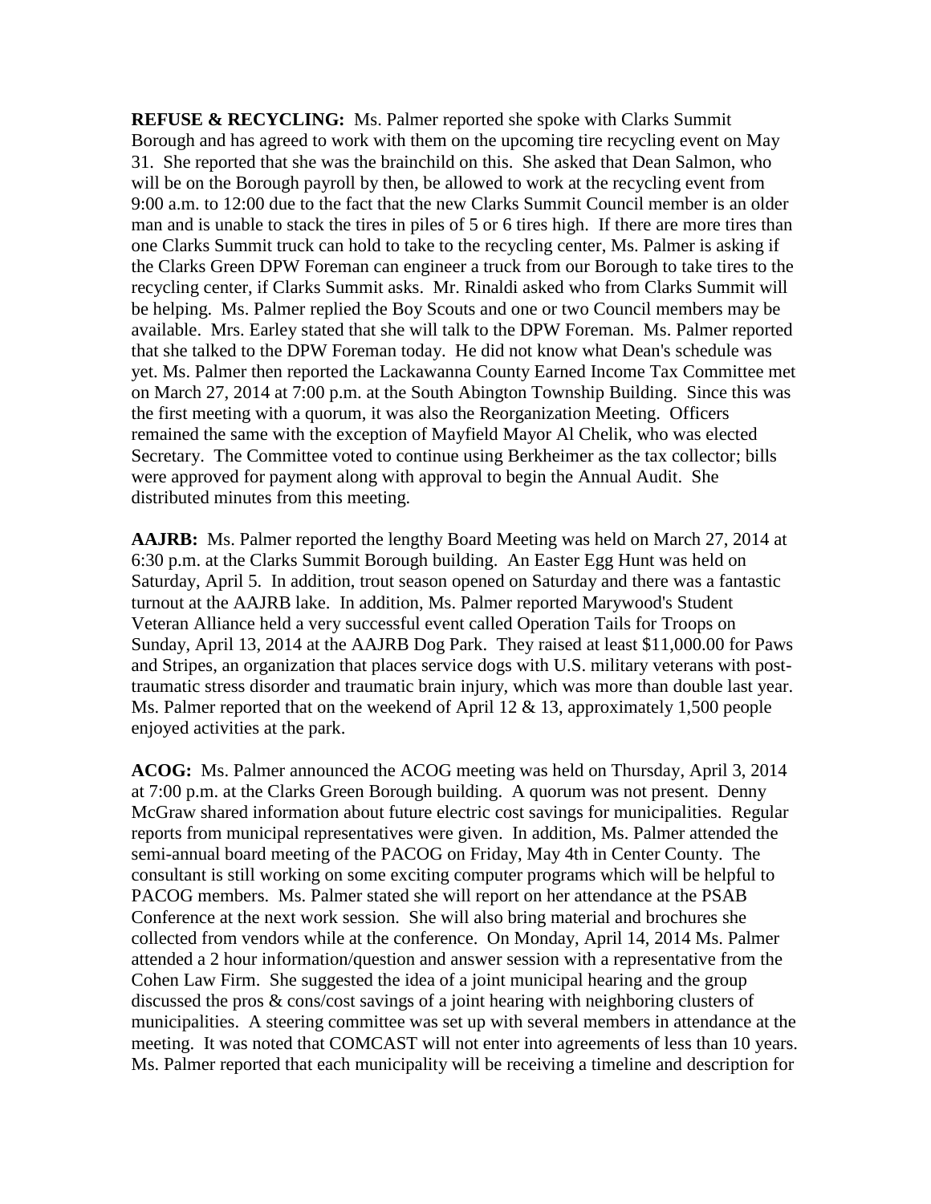**REFUSE & RECYCLING:** Ms. Palmer reported she spoke with Clarks Summit Borough and has agreed to work with them on the upcoming tire recycling event on May 31. She reported that she was the brainchild on this. She asked that Dean Salmon, who will be on the Borough payroll by then, be allowed to work at the recycling event from 9:00 a.m. to 12:00 due to the fact that the new Clarks Summit Council member is an older man and is unable to stack the tires in piles of 5 or 6 tires high. If there are more tires than one Clarks Summit truck can hold to take to the recycling center, Ms. Palmer is asking if the Clarks Green DPW Foreman can engineer a truck from our Borough to take tires to the recycling center, if Clarks Summit asks. Mr. Rinaldi asked who from Clarks Summit will be helping. Ms. Palmer replied the Boy Scouts and one or two Council members may be available. Mrs. Earley stated that she will talk to the DPW Foreman. Ms. Palmer reported that she talked to the DPW Foreman today. He did not know what Dean's schedule was yet. Ms. Palmer then reported the Lackawanna County Earned Income Tax Committee met on March 27, 2014 at 7:00 p.m. at the South Abington Township Building. Since this was the first meeting with a quorum, it was also the Reorganization Meeting. Officers remained the same with the exception of Mayfield Mayor Al Chelik, who was elected Secretary. The Committee voted to continue using Berkheimer as the tax collector; bills were approved for payment along with approval to begin the Annual Audit. She distributed minutes from this meeting.

**AAJRB:** Ms. Palmer reported the lengthy Board Meeting was held on March 27, 2014 at 6:30 p.m. at the Clarks Summit Borough building. An Easter Egg Hunt was held on Saturday, April 5. In addition, trout season opened on Saturday and there was a fantastic turnout at the AAJRB lake. In addition, Ms. Palmer reported Marywood's Student Veteran Alliance held a very successful event called Operation Tails for Troops on Sunday, April 13, 2014 at the AAJRB Dog Park. They raised at least $11,000.00 for Paws and Stripes, an organization that places service dogs with U.S. military veterans with post-traumatic stress disorder and traumatic brain injury, which was more than double last year. Ms. Palmer reported that on the weekend of April 12 & 13, approximately 1,500 people enjoyed activities at the park.

**ACOG:** Ms. Palmer announced the ACOG meeting was held on Thursday, April 3, 2014 at 7:00 p.m. at the Clarks Green Borough building. A quorum was not present. Denny McGraw shared information about future electric cost savings for municipalities. Regular reports from municipal representatives were given. In addition, Ms. Palmer attended the semi-annual board meeting of the PACOG on Friday, May 4th in Center County. The consultant is still working on some exciting computer programs which will be helpful to PACOG members. Ms. Palmer stated she will report on her attendance at the PSAB Conference at the next work session. She will also bring material and brochures she collected from vendors while at the conference. On Monday, April 14, 2014 Ms. Palmer attended a 2 hour information/question and answer session with a representative from the Cohen Law Firm. She suggested the idea of a joint municipal hearing and the group discussed the pros & cons/cost savings of a joint hearing with neighboring clusters of municipalities. A steering committee was set up with several members in attendance at the meeting. It was noted that COMCAST will not enter into agreements of less than 10 years. Ms. Palmer reported that each municipality will be receiving a timeline and description for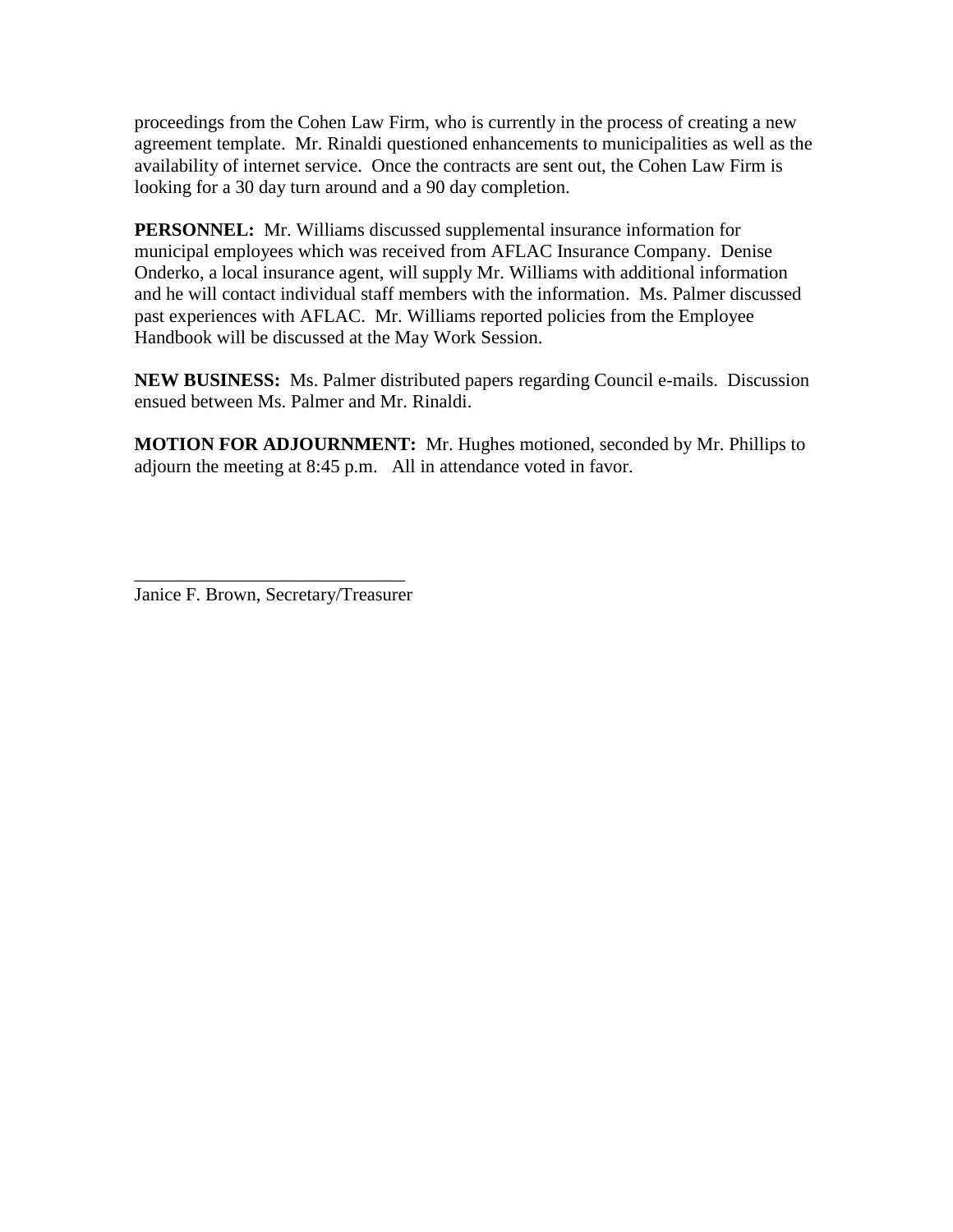proceedings from the Cohen Law Firm, who is currently in the process of creating a new agreement template. Mr. Rinaldi questioned enhancements to municipalities as well as the availability of internet service. Once the contracts are sent out, the Cohen Law Firm is looking for a 30 day turn around and a 90 day completion.

**PERSONNEL:** Mr. Williams discussed supplemental insurance information for municipal employees which was received from AFLAC Insurance Company. Denise Onderko, a local insurance agent, will supply Mr. Williams with additional information and he will contact individual staff members with the information. Ms. Palmer discussed past experiences with AFLAC. Mr. Williams reported policies from the Employee Handbook will be discussed at the May Work Session.

**NEW BUSINESS:** Ms. Palmer distributed papers regarding Council e-mails. Discussion ensued between Ms. Palmer and Mr. Rinaldi.

**MOTION FOR ADJOURNMENT:** Mr. Hughes motioned, seconded by Mr. Phillips to adjourn the meeting at 8:45 p.m. All in attendance voted in favor.

_____________________________
Janice F. Brown, Secretary/Treasurer